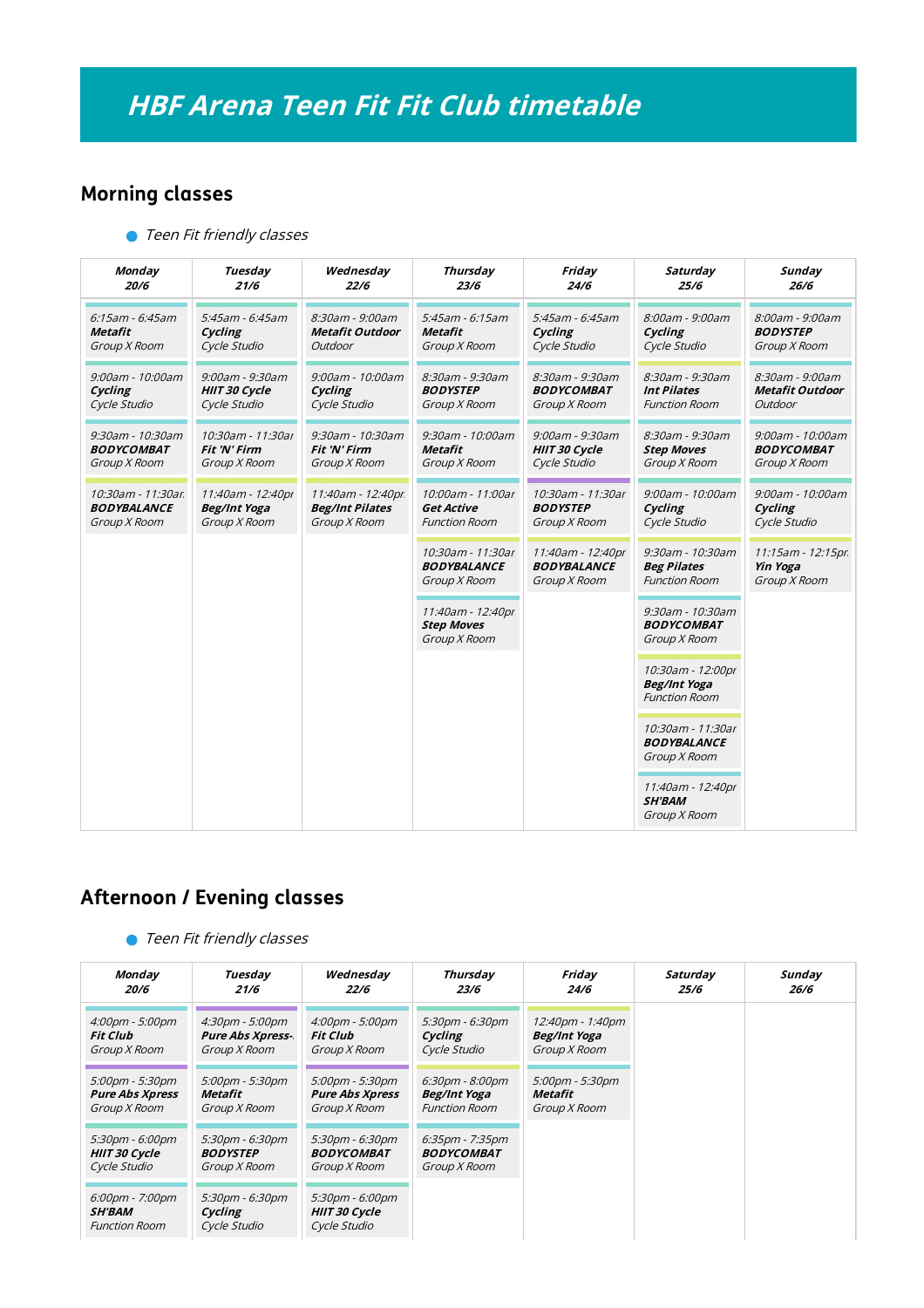# HBF Arena Teen Fit Fit Club timetable

## Morning classes

● *Teen Fit friendly classes*

| Monday 20/6 | Tuesday 21/6 | Wednesday 22/6 | Thursday 23/6 | Friday 24/6 | Saturday 25/6 | Sunday 26/6 |
|---|---|---|---|---|---|---|
| *6:15am - 6:45am* ***Metafit*** *Group X Room* | *5:45am - 6:45am* ***Cycling*** *Cycle Studio* | *8:30am - 9:00am* ***Metafit Outdoor*** *Outdoor* | *5:45am - 6:15am* ***Metafit*** *Group X Room* | *5:45am - 6:45am* ***Cycling*** *Cycle Studio* | *8:00am - 9:00am* ***Cycling*** *Cycle Studio* | *8:00am - 9:00am* ***BODYSTEP*** *Group X Room* |
| *9:00am - 10:00am* ***Cycling*** *Cycle Studio* | *9:00am - 9:30am* ***HIIT 30 Cycle*** *Cycle Studio* | *9:00am - 10:00am* ***Cycling*** *Cycle Studio* | *8:30am - 9:30am* ***BODYSTEP*** *Group X Room* | *8:30am - 9:30am* ***BODYCOMBAT*** *Group X Room* | *8:30am - 9:30am* ***Int Pilates*** *Function Room* | *8:30am - 9:00am* ***Metafit Outdoor*** *Outdoor* |
| *9:30am - 10:30am* ***BODYCOMBAT*** *Group X Room* | *10:30am - 11:30am* ***Fit 'N' Firm*** *Group X Room* | *9:30am - 10:30am* ***Fit 'N' Firm*** *Group X Room* | *9:30am - 10:00am* ***Metafit*** *Group X Room* | *9:00am - 9:30am* ***HIIT 30 Cycle*** *Cycle Studio* | *8:30am - 9:30am* ***Step Moves*** *Group X Room* | *9:00am - 10:00am* ***BODYCOMBAT*** *Group X Room* |
| *10:30am - 11:30am* ***BODYBALANCE*** *Group X Room* | *11:40am - 12:40pm* ***Beg/Int Yoga*** *Group X Room* | *11:40am - 12:40pm* ***Beg/Int Pilates*** *Group X Room* | *10:00am - 11:00am* ***Get Active*** *Function Room* | *10:30am - 11:30am* ***BODYSTEP*** *Group X Room* | *9:00am - 10:00am* ***Cycling*** *Cycle Studio* | *9:00am - 10:00am* ***Cycling*** *Cycle Studio* |
| | | | *10:30am - 11:30am* ***BODYBALANCE*** *Group X Room* | *11:40am - 12:40pm* ***BODYBALANCE*** *Group X Room* | *9:30am - 10:30am* ***Beg Pilates*** *Function Room* | *11:15am - 12:15pm* ***Yin Yoga*** *Group X Room* |
| | | | *11:40am - 12:40pm* ***Step Moves*** *Group X Room* | | *9:30am - 10:30am* ***BODYCOMBAT*** *Group X Room* | |
| | | | | | *10:30am - 12:00pm* ***Beg/Int Yoga*** *Function Room* | |
| | | | | | *10:30am - 11:30am* ***BODYBALANCE*** *Group X Room* | |
| | | | | | *11:40am - 12:40pm* ***SH'BAM*** *Group X Room* | |

## Afternoon / Evening classes

● *Teen Fit friendly classes*

| Monday 20/6 | Tuesday 21/6 | Wednesday 22/6 | Thursday 23/6 | Friday 24/6 | Saturday 25/6 | Sunday 26/6 |
|---|---|---|---|---|---|---|
| *4:00pm - 5:00pm* ***Fit Club*** *Group X Room* | *4:30pm - 5:00pm* ***Pure Abs Xpress*** *Group X Room* | *4:00pm - 5:00pm* ***Fit Club*** *Group X Room* | *5:30pm - 6:30pm* ***Cycling*** *Cycle Studio* | *12:40pm - 1:40pm* ***Beg/Int Yoga*** *Group X Room* | | |
| *5:00pm - 5:30pm* ***Pure Abs Xpress*** *Group X Room* | *5:00pm - 5:30pm* ***Metafit*** *Group X Room* | *5:00pm - 5:30pm* ***Pure Abs Xpress*** *Group X Room* | *6:30pm - 8:00pm* ***Beg/Int Yoga*** *Function Room* | *5:00pm - 5:30pm* ***Metafit*** *Group X Room* | | |
| *5:30pm - 6:00pm* ***HIIT 30 Cycle*** *Cycle Studio* | *5:30pm - 6:30pm* ***BODYSTEP*** *Group X Room* | *5:30pm - 6:30pm* ***BODYCOMBAT*** *Group X Room* | *6:35pm - 7:35pm* ***BODYCOMBAT*** *Group X Room* | | | |
| *6:00pm - 7:00pm* ***SH'BAM*** *Function Room* | *5:30pm - 6:30pm* ***Cycling*** *Cycle Studio* | *5:30pm - 6:00pm* ***HIIT 30 Cycle*** *Cycle Studio* | | | | |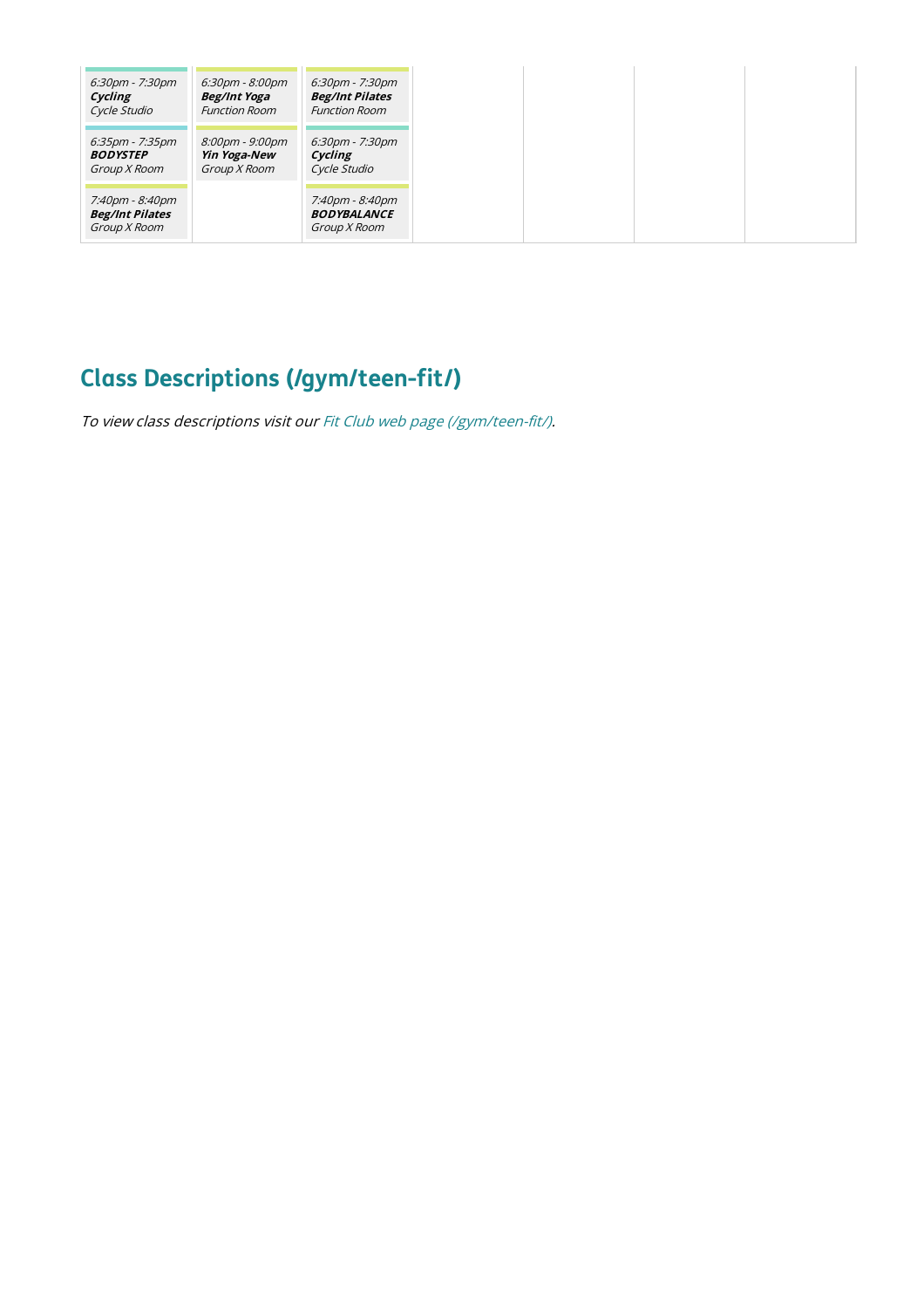| | | | | | | |
|---|---|---|---|---|---|---|
| *6:30pm - 7:30pm* ***Cycling*** *Cycle Studio* | *6:30pm - 8:00pm* ***Beg/Int Yoga*** *Function Room* | *6:30pm - 7:30pm* ***Beg/Int Pilates*** *Function Room* | | | | |
| *6:35pm - 7:35pm* ***BODYSTEP*** *Group X Room* | *8:00pm - 9:00pm* ***Yin Yoga-New*** *Group X Room* | *6:30pm - 7:30pm* ***Cycling*** *Cycle Studio* | | | | |
| *7:40pm - 8:40pm* ***Beg/Int Pilates*** *Group X Room* | | *7:40pm - 8:40pm* ***BODYBALANCE*** *Group X Room* | | | | |

## Class Descriptions (/gym/teen-fit/)

*To view class descriptions visit our Fit Club web page (/gym/teen-fit/).*